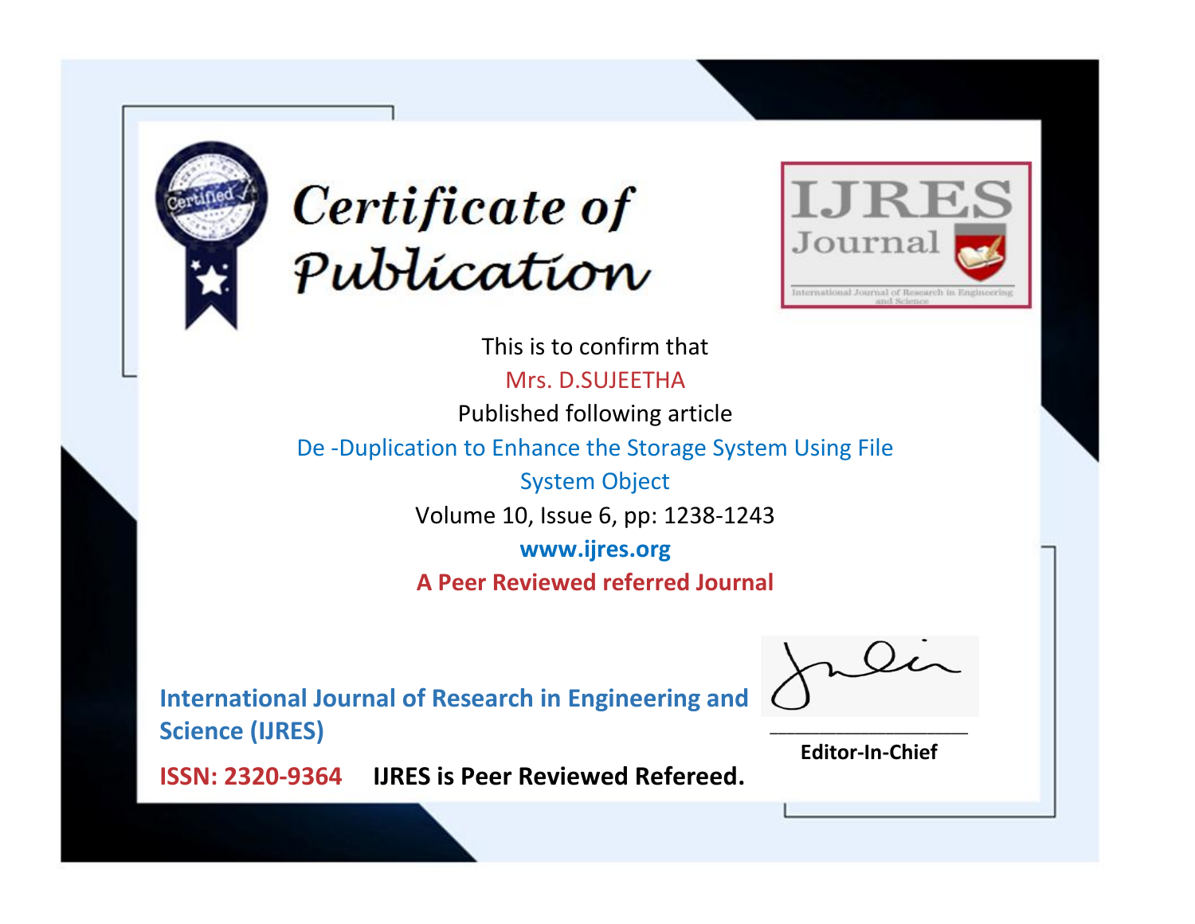# Certificate of Publication

IJRES Journal

International Journal of Research in Engineering and Science

This is to confirm that

Mrs. D.SUJEETHA

Published following article

De -Duplication to Enhance the Storage System Using File System Object

Volume 10, Issue 6, pp: 1238-1243

**www.ijres.org**

**A Peer Reviewed referred Journal**

**International Journal of Research in Engineering and Science (IJRES)**

**ISSN: 2320-9364** **IJRES is Peer Reviewed Refereed.**

**Editor-In-Chief**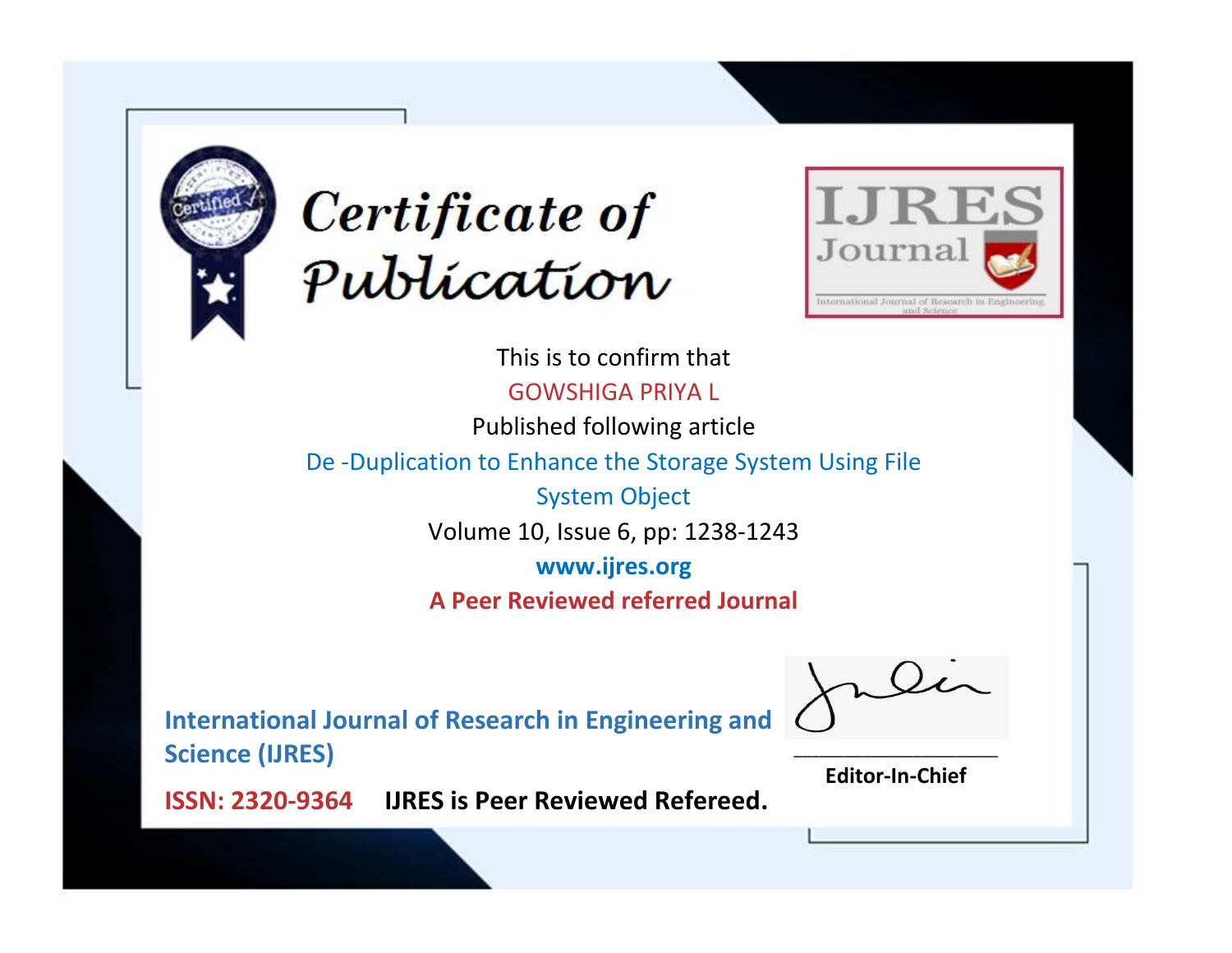# Certificate of Publication

**IJRES Journal**

International Journal of Research in Engineering and Science

This is to confirm that

GOWSHIGA PRIYA L

Published following article

De -Duplication to Enhance the Storage System Using File System Object

Volume 10, Issue 6, pp: 1238-1243

**www.ijres.org**

**A Peer Reviewed referred Journal**

**International Journal of Research in Engineering and Science (IJRES)**

**ISSN: 2320-9364** **IJRES is Peer Reviewed Refereed.**

**Editor-In-Chief**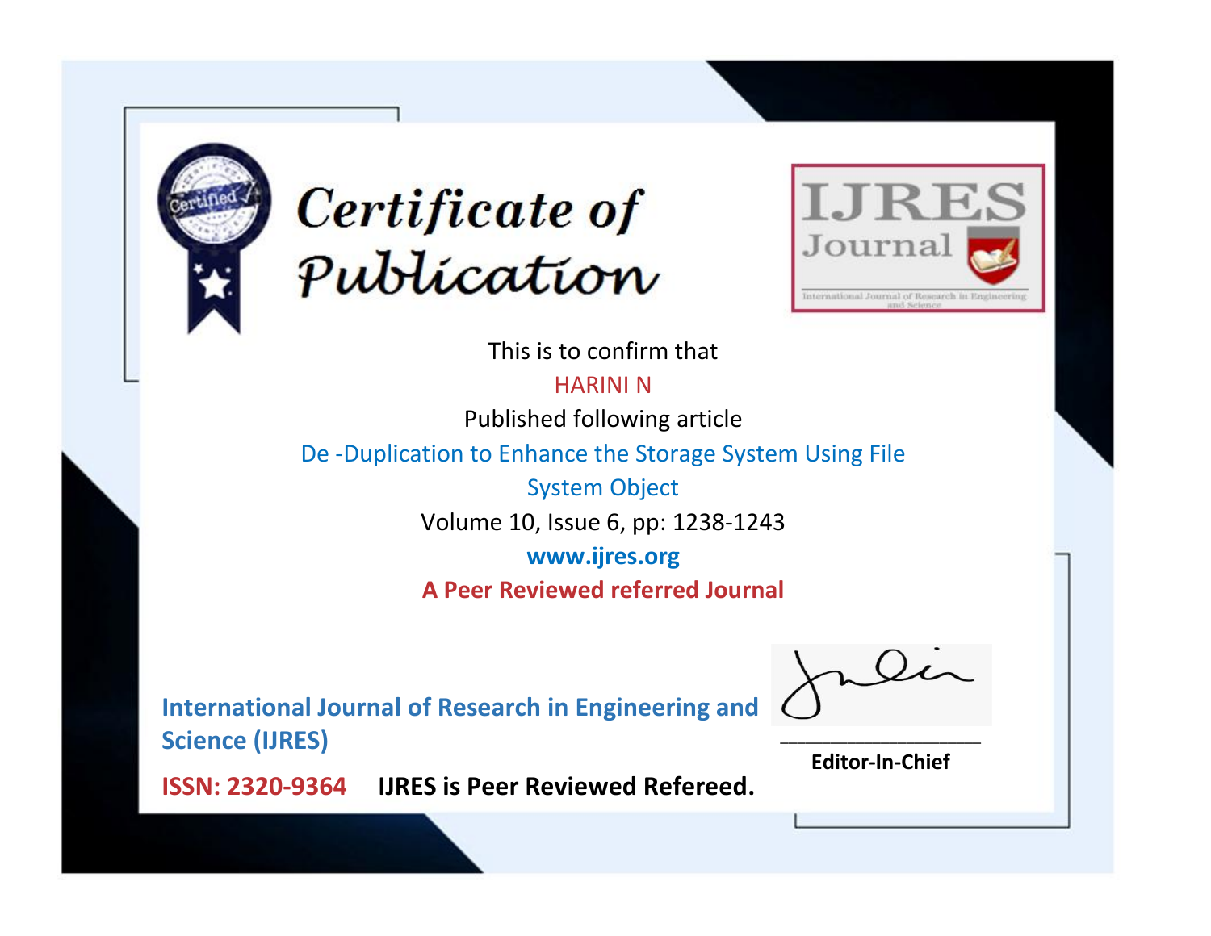# Certificate of Publication

**IJRES Journal**

International Journal of Research in Engineering and Science

This is to confirm that

HARINI N

Published following article

De -Duplication to Enhance the Storage System Using File System Object

Volume 10, Issue 6, pp: 1238-1243

**www.ijres.org**

**A Peer Reviewed referred Journal**

**International Journal of Research in Engineering and Science (IJRES)**

**ISSN: 2320-9364** **IJRES is Peer Reviewed Refereed.**

**Editor-In-Chief**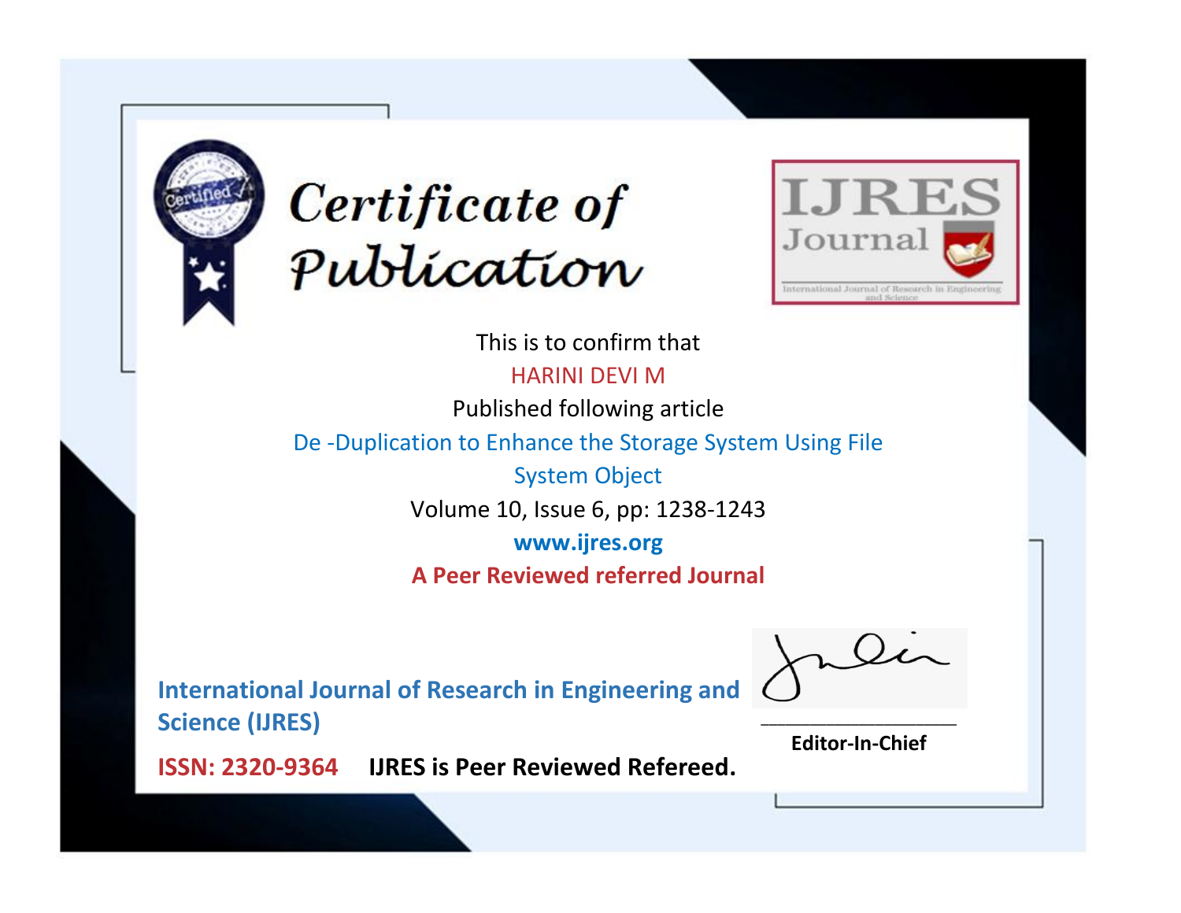# Certificate of Publication

IJRES Journal

International Journal of Research in Engineering and Science

This is to confirm that

HARINI DEVI M

Published following article

De -Duplication to Enhance the Storage System Using File System Object

Volume 10, Issue 6, pp: 1238-1243

www.ijres.org

**A Peer Reviewed referred Journal**

**International Journal of Research in Engineering and Science (IJRES)**

**ISSN: 2320-9364** **IJRES is Peer Reviewed Refereed.**

**Editor-In-Chief**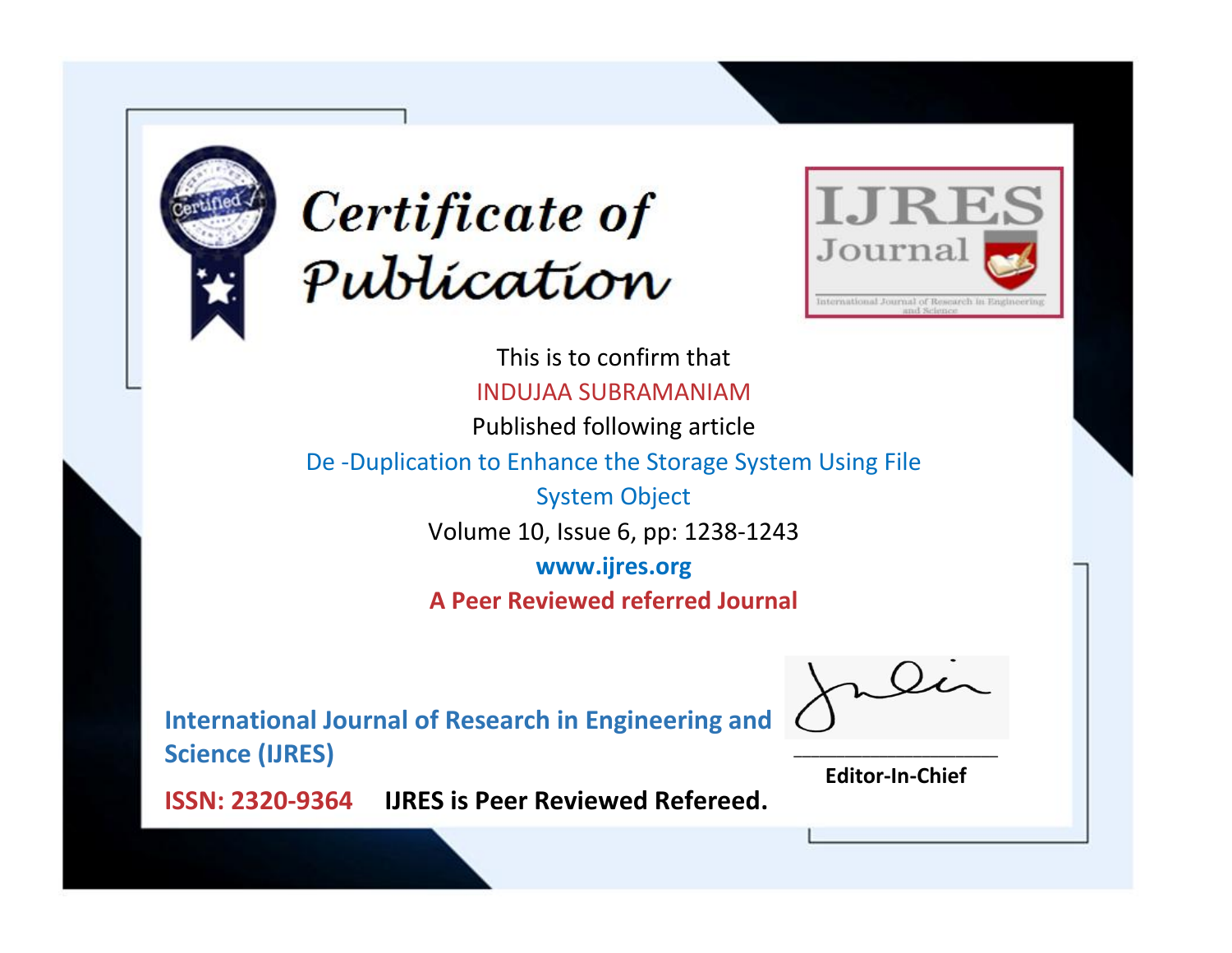# Certificate of Publication

IJRES Journal

International Journal of Research in Engineering and Science

This is to confirm that

INDUJAA SUBRAMANIAM

Published following article

De -Duplication to Enhance the Storage System Using File System Object

Volume 10, Issue 6, pp: 1238-1243

**www.ijres.org**

**A Peer Reviewed referred Journal**

**International Journal of Research in Engineering and Science (IJRES)**

**Editor-In-Chief**

**ISSN: 2320-9364** **IJRES is Peer Reviewed Refereed.**